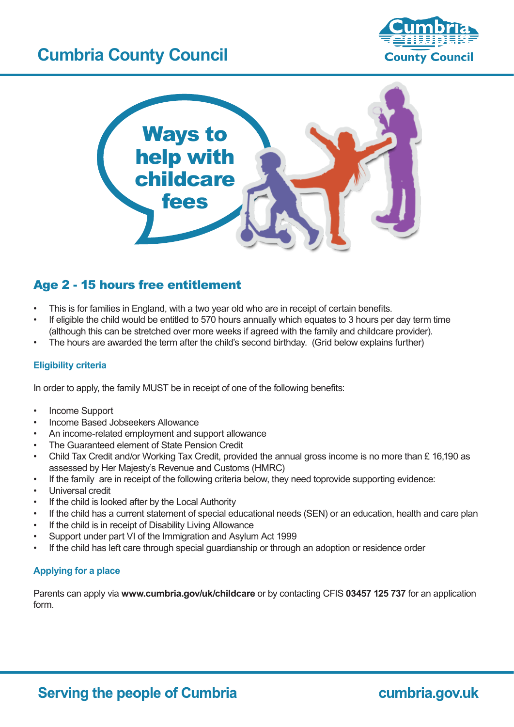# Cumbria County Council

## Ways to help with childcare fees

## Age 2 - 15 hours free entitlement

- This is for families in England, with a two year old who are in receipt of certain benefits.
- If eligible the child would be entitled to 570 hours annually which equates to 3 hours per day term time (although this can be stretched over more weeks if agreed with the family and childcare provider).
- The hours are awarded the term after the child's second birthday. (Grid below explains further)

### Eligibility criteria

In order to apply, the family MUST be in receipt of one of the following benefits:

- Income Support
- Income Based Jobseekers Allowance
- An income-related employment and support allowance
- The Guaranteed element of State Pension Credit
- Child Tax Credit and/or Working Tax Credit, provided the annual gross income is no more than £ 16,190 as assessed by Her Majesty's Revenue and Customs (HMRC)
- If the family are in receipt of the following criteria below, they need toprovide supporting evidence:
- Universal credit
- If the child is looked after by the Local Authority
- If the child has a current statement of special educational needs (SEN) or an education, health and care plan
- If the child is in receipt of Disability Living Allowance
- Support under part VI of the Immigration and Asylum Act 1999
- If the child has left care through special guardianship or through an adoption or residence order

### Applying for a place

Parents can apply via **www.cumbria.gov/uk/childcare** or by contacting CFIS **03457 125 737** for an application form.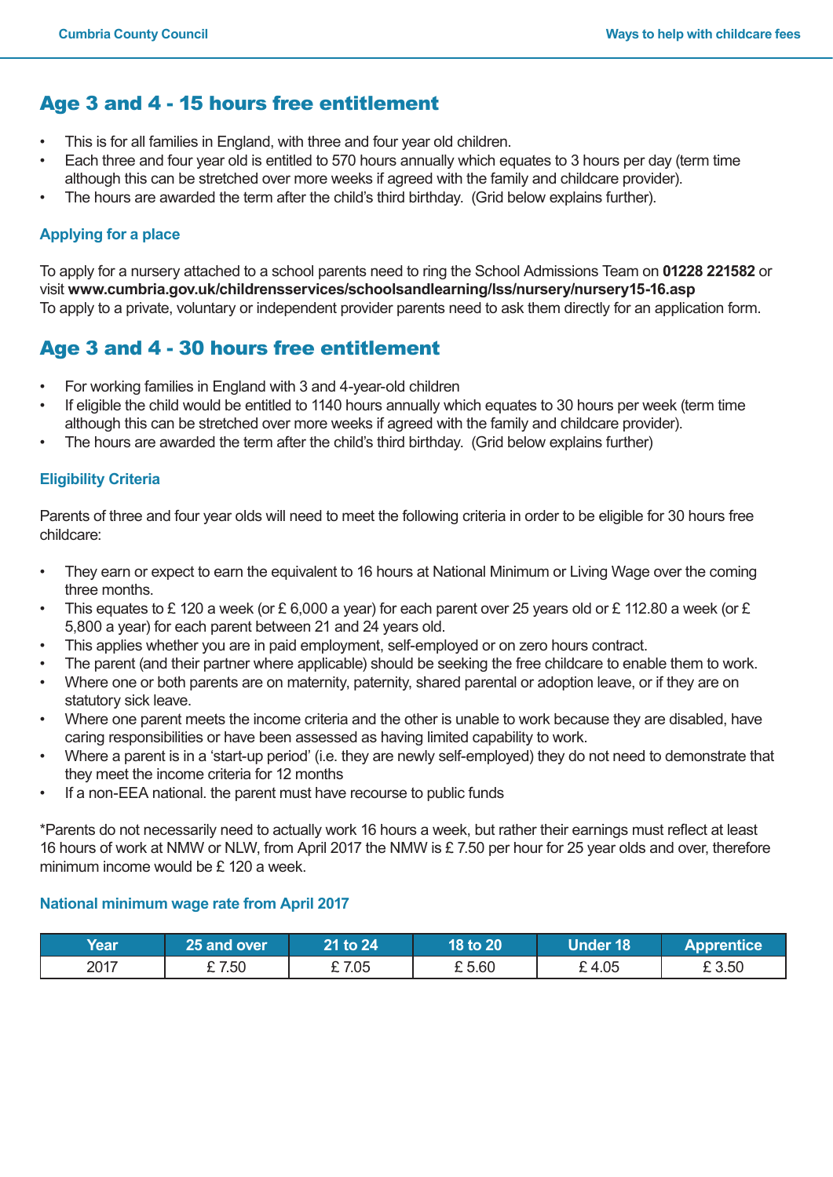## Age 3 and 4 - 15 hours free entitlement

- This is for all families in England, with three and four year old children.
- Each three and four year old is entitled to 570 hours annually which equates to 3 hours per day (term time although this can be stretched over more weeks if agreed with the family and childcare provider).
- The hours are awarded the term after the child's third birthday. (Grid below explains further).

### Applying for a place

To apply for a nursery attached to a school parents need to ring the School Admissions Team on **01228 221582** or visit **www.cumbria.gov.uk/childrensservices/schoolsandlearning/lss/nursery/nursery15-16.asp**
To apply to a private, voluntary or independent provider parents need to ask them directly for an application form.

## Age 3 and 4 - 30 hours free entitlement

- For working families in England with 3 and 4-year-old children
- If eligible the child would be entitled to 1140 hours annually which equates to 30 hours per week (term time although this can be stretched over more weeks if agreed with the family and childcare provider).
- The hours are awarded the term after the child's third birthday. (Grid below explains further)

### Eligibility Criteria

Parents of three and four year olds will need to meet the following criteria in order to be eligible for 30 hours free childcare:

- They earn or expect to earn the equivalent to 16 hours at National Minimum or Living Wage over the coming three months.
- This equates to £ 120 a week (or £ 6,000 a year) for each parent over 25 years old or £ 112.80 a week (or £ 5,800 a year) for each parent between 21 and 24 years old.
- This applies whether you are in paid employment, self-employed or on zero hours contract.
- The parent (and their partner where applicable) should be seeking the free childcare to enable them to work.
- Where one or both parents are on maternity, paternity, shared parental or adoption leave, or if they are on statutory sick leave.
- Where one parent meets the income criteria and the other is unable to work because they are disabled, have caring responsibilities or have been assessed as having limited capability to work.
- Where a parent is in a 'start-up period' (i.e. they are newly self-employed) they do not need to demonstrate that they meet the income criteria for 12 months
- If a non-EEA national. the parent must have recourse to public funds

*Parents do not necessarily need to actually work 16 hours a week, but rather their earnings must reflect at least 16 hours of work at NMW or NLW, from April 2017 the NMW is £ 7.50 per hour for 25 year olds and over, therefore minimum income would be £ 120 a week.

### National minimum wage rate from April 2017

| Year | 25 and over | 21 to 24 | 18 to 20 | Under 18 | Apprentice |
|---|---|---|---|---|---|
| 2017 | £ 7.50 | £ 7.05 | £ 5.60 | £ 4.05 | £ 3.50 |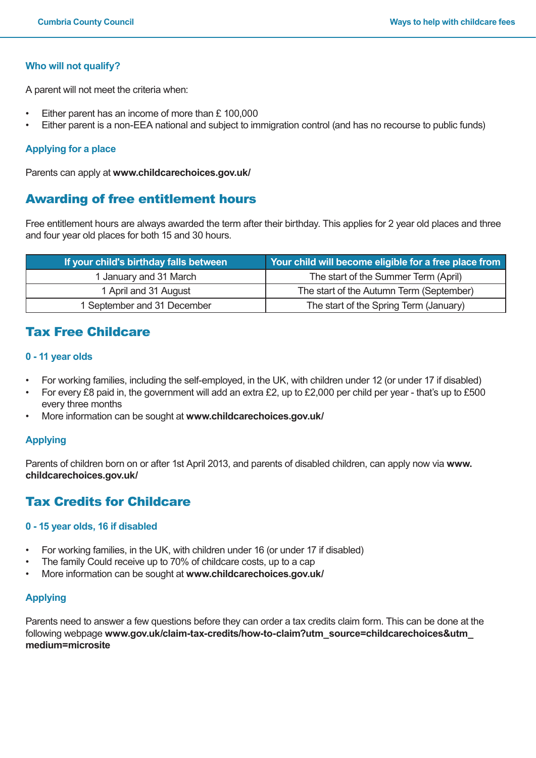### Who will not qualify?

A parent will not meet the criteria when:

- Either parent has an income of more than £ 100,000
- Either parent is a non-EEA national and subject to immigration control (and has no recourse to public funds)

### Applying for a place

Parents can apply at **www.childcarechoices.gov.uk/**

## Awarding of free entitlement hours

Free entitlement hours are always awarded the term after their birthday. This applies for 2 year old places and three and four year old places for both 15 and 30 hours.

| If your child's birthday falls between | Your child will become eligible for a free place from |
|---|---|
| 1 January and 31 March | The start of the Summer Term (April) |
| 1 April and 31 August | The start of the Autumn Term (September) |
| 1 September and 31 December | The start of the Spring Term (January) |

## Tax Free Childcare

### 0 - 11 year olds

- For working families, including the self-employed, in the UK, with children under 12 (or under 17 if disabled)
- For every £8 paid in, the government will add an extra £2, up to £2,000 per child per year - that's up to £500 every three months
- More information can be sought at **www.childcarechoices.gov.uk/**

### Applying

Parents of children born on or after 1st April 2013, and parents of disabled children, can apply now via **www.childcarechoices.gov.uk/**

## Tax Credits for Childcare

### 0 - 15 year olds, 16 if disabled

- For working families, in the UK, with children under 16 (or under 17 if disabled)
- The family Could receive up to 70% of childcare costs, up to a cap
- More information can be sought at **www.childcarechoices.gov.uk/**

### Applying

Parents need to answer a few questions before they can order a tax credits claim form. This can be done at the following webpage **www.gov.uk/claim-tax-credits/how-to-claim?utm_source=childcarechoices&utm_medium=microsite**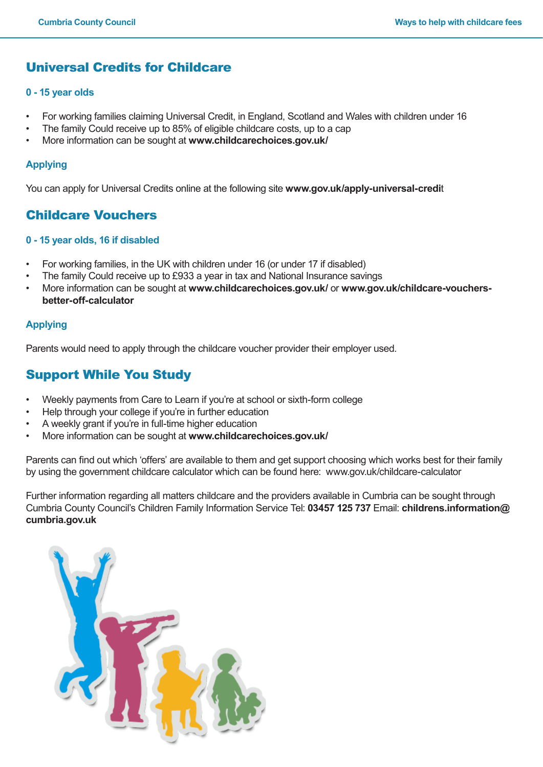## Universal Credits for Childcare

### 0 - 15 year olds

- For working families claiming Universal Credit, in England, Scotland and Wales with children under 16
- The family Could receive up to 85% of eligible childcare costs, up to a cap
- More information can be sought at **www.childcarechoices.gov.uk/**

### Applying

You can apply for Universal Credits online at the following site **www.gov.uk/apply-universal-credit**

## Childcare Vouchers

### 0 - 15 year olds, 16 if disabled

- For working families, in the UK with children under 16 (or under 17 if disabled)
- The family Could receive up to £933 a year in tax and National Insurance savings
- More information can be sought at **www.childcarechoices.gov.uk/** or **www.gov.uk/childcare-vouchers-better-off-calculator**

### Applying

Parents would need to apply through the childcare voucher provider their employer used.

## Support While You Study

- Weekly payments from Care to Learn if you're at school or sixth-form college
- Help through your college if you're in further education
- A weekly grant if you're in full-time higher education
- More information can be sought at **www.childcarechoices.gov.uk/**

Parents can find out which 'offers' are available to them and get support choosing which works best for their family by using the government childcare calculator which can be found here: www.gov.uk/childcare-calculator

Further information regarding all matters childcare and the providers available in Cumbria can be sought through Cumbria County Council's Children Family Information Service Tel: **03457 125 737** Email: **childrens.information@cumbria.gov.uk**